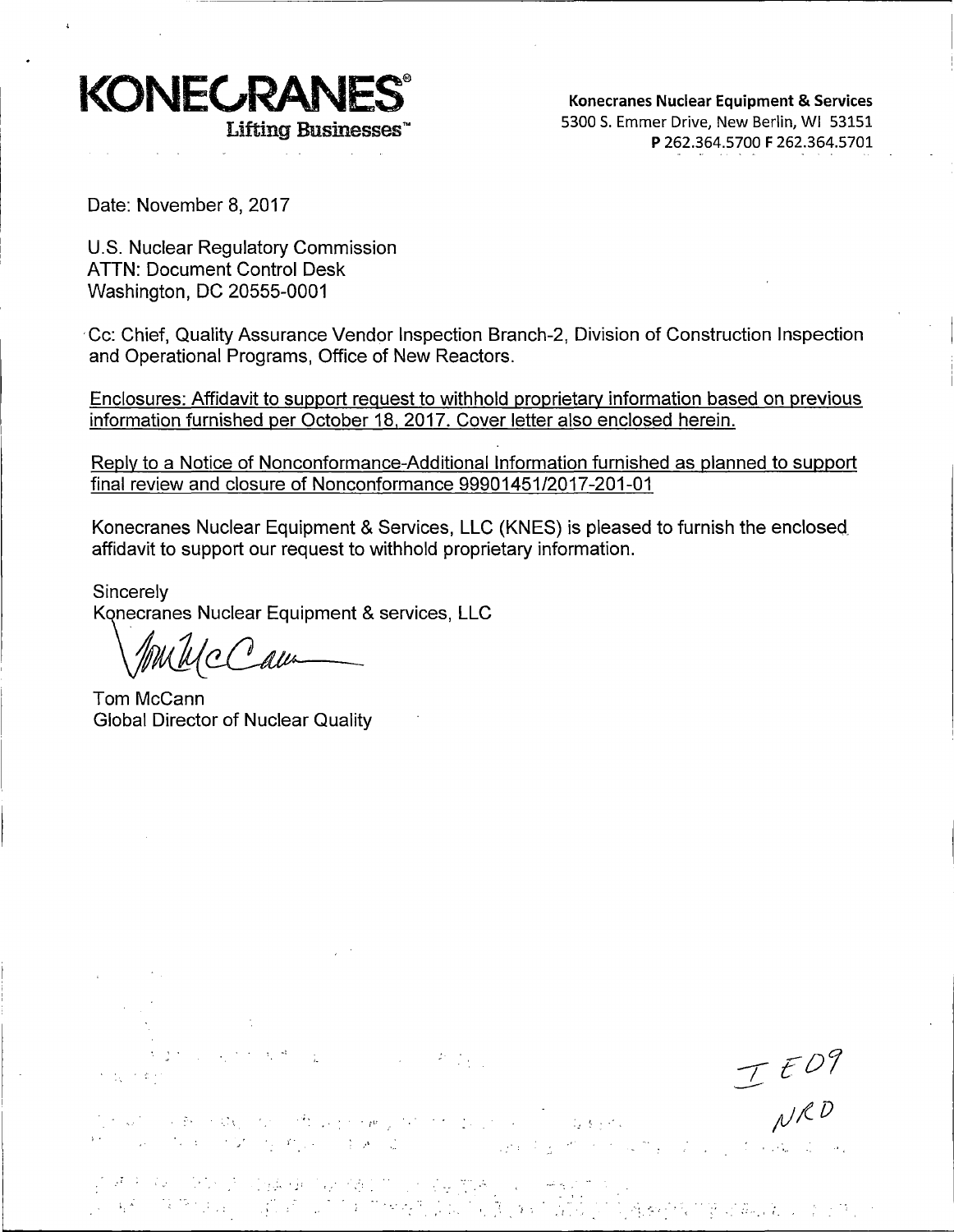**KONECRANES®**
Lifting Businesses™

**Konecranes Nuclear Equipment & Services**
5300 S. Emmer Drive, New Berlin, WI 53151
**P** 262.364.5700 **F** 262.364.5701

Date: November 8, 2017

U.S. Nuclear Regulatory Commission
ATTN: Document Control Desk
Washington, DC 20555-0001

Cc: Chief, Quality Assurance Vendor Inspection Branch-2, Division of Construction Inspection and Operational Programs, Office of New Reactors.

Enclosures: Affidavit to support request to withhold proprietary information based on previous information furnished per October 18, 2017. Cover letter also enclosed herein.

Reply to a Notice of Nonconformance-Additional Information furnished as planned to support final review and closure of Nonconformance 99901451/2017-201-01

Konecranes Nuclear Equipment & Services, LLC (KNES) is pleased to furnish the enclosed affidavit to support our request to withhold proprietary information.

Sincerely
Konecranes Nuclear Equipment & services, LLC

Tom McCann
Global Director of Nuclear Quality

IE09
NRD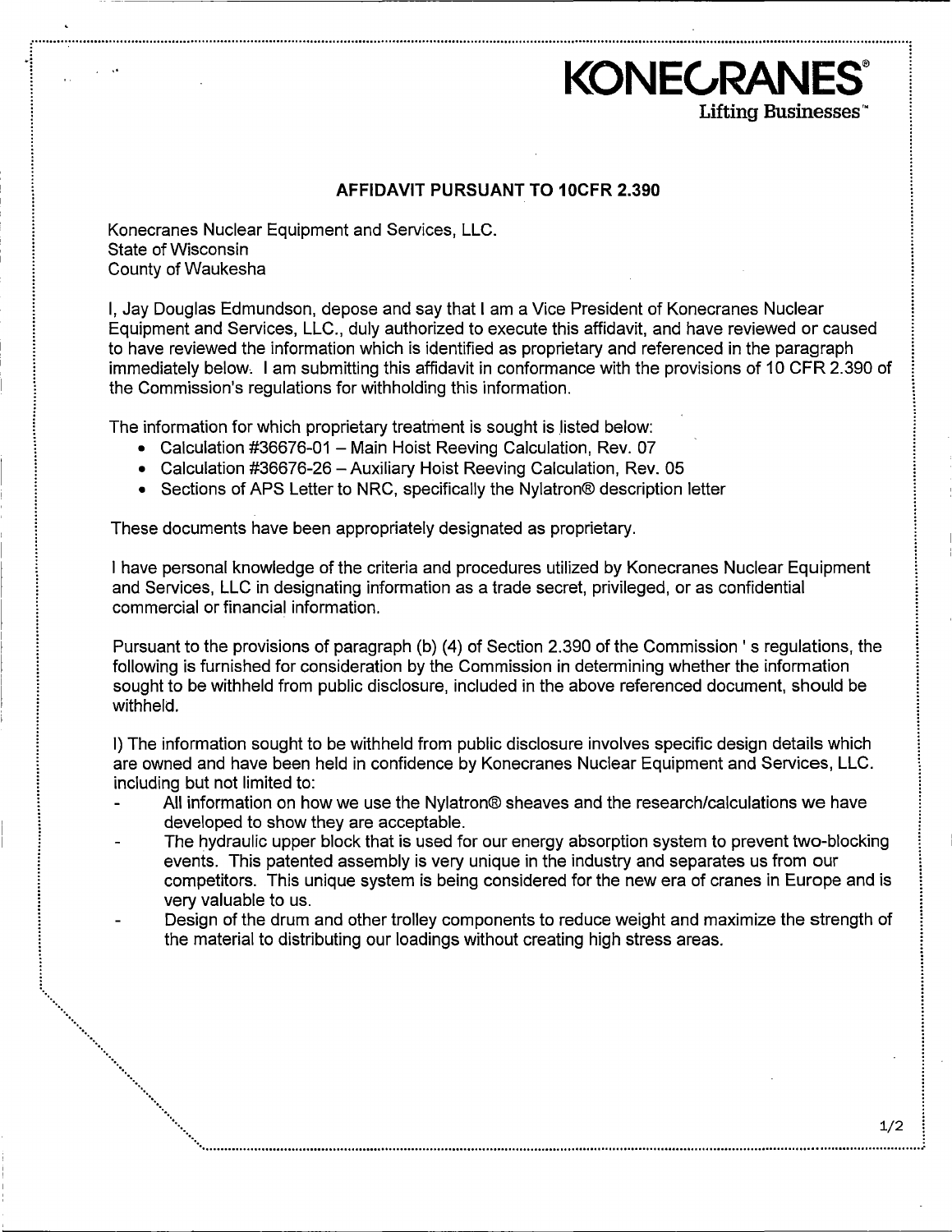**KONECRANES®**
Lifting Businesses™

## AFFIDAVIT PURSUANT TO 10CFR 2.390

Konecranes Nuclear Equipment and Services, LLC.
State of Wisconsin
County of Waukesha

I, Jay Douglas Edmundson, depose and say that I am a Vice President of Konecranes Nuclear Equipment and Services, LLC., duly authorized to execute this affidavit, and have reviewed or caused to have reviewed the information which is identified as proprietary and referenced in the paragraph immediately below. I am submitting this affidavit in conformance with the provisions of 10 CFR 2.390 of the Commission's regulations for withholding this information.

The information for which proprietary treatment is sought is listed below:

- Calculation #36676-01 – Main Hoist Reeving Calculation, Rev. 07
- Calculation #36676-26 – Auxiliary Hoist Reeving Calculation, Rev. 05
- Sections of APS Letter to NRC, specifically the Nylatron® description letter

These documents have been appropriately designated as proprietary.

I have personal knowledge of the criteria and procedures utilized by Konecranes Nuclear Equipment and Services, LLC in designating information as a trade secret, privileged, or as confidential commercial or financial information.

Pursuant to the provisions of paragraph (b) (4) of Section 2.390 of the Commission ' s regulations, the following is furnished for consideration by the Commission in determining whether the information sought to be withheld from public disclosure, included in the above referenced document, should be withheld.

I) The information sought to be withheld from public disclosure involves specific design details which are owned and have been held in confidence by Konecranes Nuclear Equipment and Services, LLC. including but not limited to:

- All information on how we use the Nylatron® sheaves and the research/calculations we have developed to show they are acceptable.
- The hydraulic upper block that is used for our energy absorption system to prevent two-blocking events. This patented assembly is very unique in the industry and separates us from our competitors. This unique system is being considered for the new era of cranes in Europe and is very valuable to us.
- Design of the drum and other trolley components to reduce weight and maximize the strength of the material to distributing our loadings without creating high stress areas.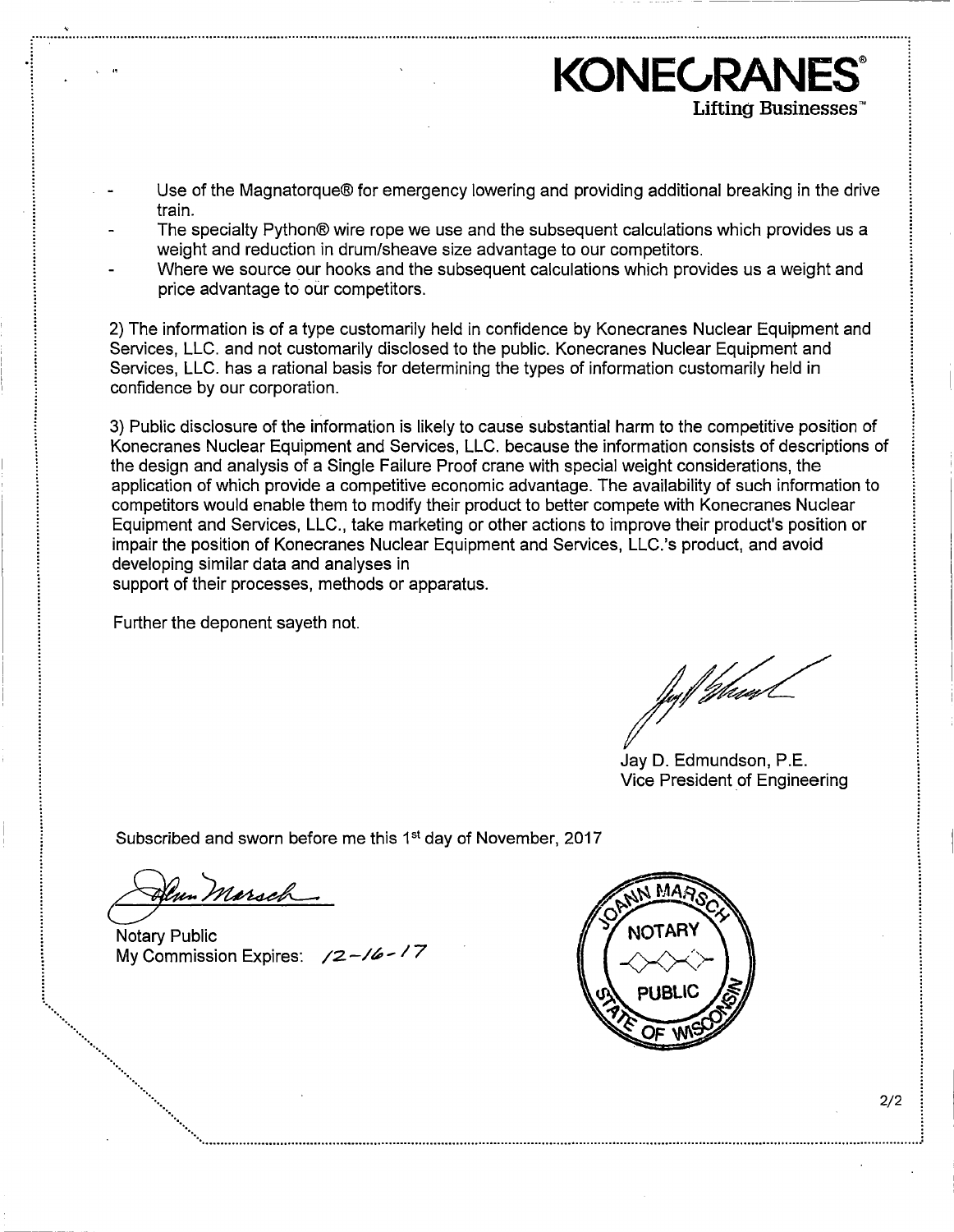**KONECRANES®**
Lifting Businesses™

- Use of the Magnatorque® for emergency lowering and providing additional breaking in the drive train.
- The specialty Python® wire rope we use and the subsequent calculations which provides us a weight and reduction in drum/sheave size advantage to our competitors.
- Where we source our hooks and the subsequent calculations which provides us a weight and price advantage to our competitors.

2) The information is of a type customarily held in confidence by Konecranes Nuclear Equipment and Services, LLC. and not customarily disclosed to the public. Konecranes Nuclear Equipment and Services, LLC. has a rational basis for determining the types of information customarily held in confidence by our corporation.

3) Public disclosure of the information is likely to cause substantial harm to the competitive position of Konecranes Nuclear Equipment and Services, LLC. because the information consists of descriptions of the design and analysis of a Single Failure Proof crane with special weight considerations, the application of which provide a competitive economic advantage. The availability of such information to competitors would enable them to modify their product to better compete with Konecranes Nuclear Equipment and Services, LLC., take marketing or other actions to improve their product's position or impair the position of Konecranes Nuclear Equipment and Services, LLC.'s product, and avoid developing similar data and analyses in
support of their processes, methods or apparatus.

Further the deponent sayeth not.

Jay D. Edmundson, P.E.
Vice President of Engineering

Subscribed and sworn before me this 1st day of November, 2017

Notary Public
My Commission Expires: 12-16-17

JOANN MARSCH
NOTARY
PUBLIC
STATE OF WISCONSIN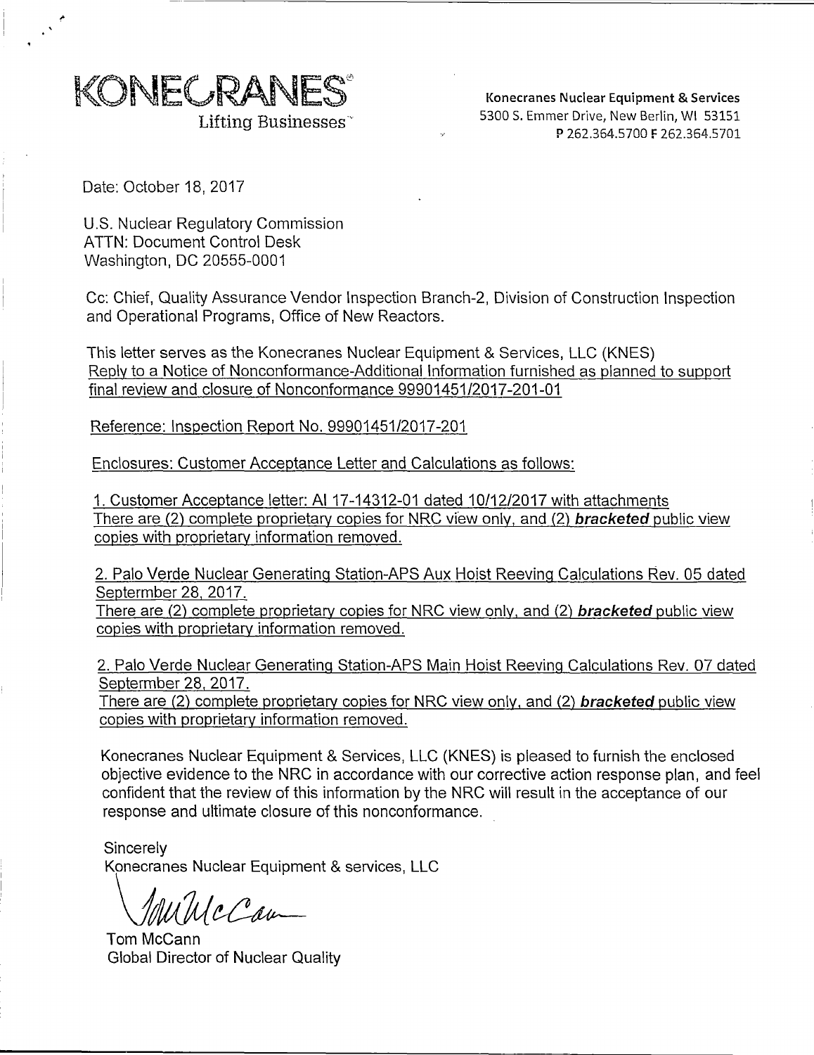KONECRANES

Lifting Businesses

Konecranes Nuclear Equipment & Services
5300 S. Emmer Drive, New Berlin, WI 53151
P 262.364.5700 F 262.364.5701

Date: October 18, 2017

U.S. Nuclear Regulatory Commission
ATTN: Document Control Desk
Washington, DC 20555-0001

Cc: Chief, Quality Assurance Vendor Inspection Branch-2, Division of Construction Inspection and Operational Programs, Office of New Reactors.

This letter serves as the Konecranes Nuclear Equipment & Services, LLC (KNES) Reply to a Notice of Nonconformance-Additional Information furnished as planned to support final review and closure of Nonconformance 99901451/2017-201-01

Reference: Inspection Report No. 99901451/2017-201

Enclosures: Customer Acceptance Letter and Calculations as follows:

1. Customer Acceptance letter: AI 17-14312-01 dated 10/12/2017 with attachments
There are (2) complete proprietary copies for NRC view only, and (2) ***bracketed*** public view copies with proprietary information removed.

2. Palo Verde Nuclear Generating Station-APS Aux Hoist Reeving Calculations Rev. 05 dated Septermber 28, 2017.
There are (2) complete proprietary copies for NRC view only, and (2) ***bracketed*** public view copies with proprietary information removed.

2. Palo Verde Nuclear Generating Station-APS Main Hoist Reeving Calculations Rev. 07 dated Septermber 28, 2017.
There are (2) complete proprietary copies for NRC view only, and (2) ***bracketed*** public view copies with proprietary information removed.

Konecranes Nuclear Equipment & Services, LLC (KNES) is pleased to furnish the enclosed objective evidence to the NRC in accordance with our corrective action response plan, and feel confident that the review of this information by the NRC will result in the acceptance of our response and ultimate closure of this nonconformance.

Sincerely
Konecranes Nuclear Equipment & services, LLC

Tom McCann
Global Director of Nuclear Quality